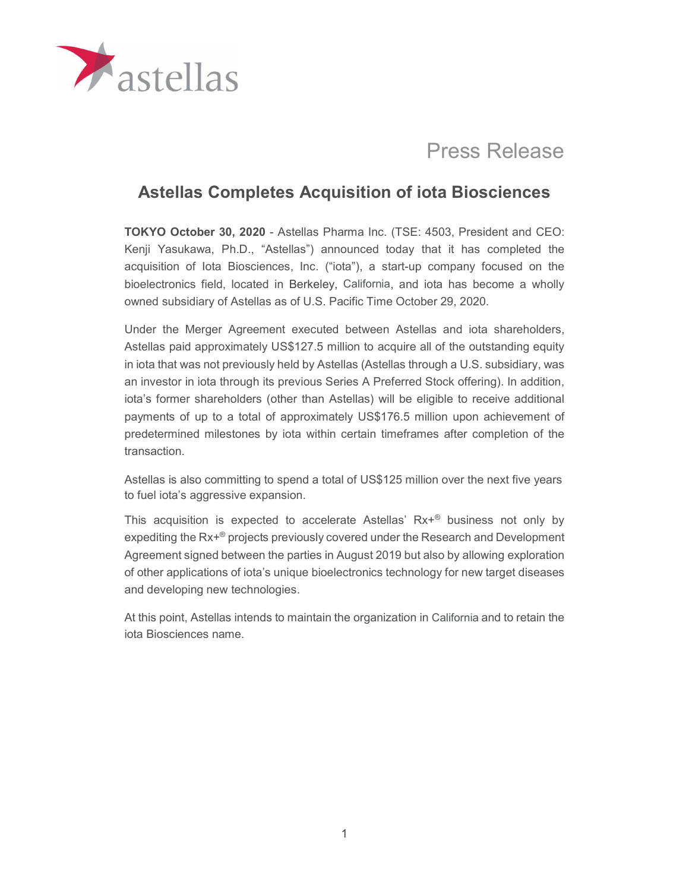Press Release

# Astellas Completes Acquisition of iota Biosciences

**TOKYO October 30, 2020** - Astellas Pharma Inc. (TSE: 4503, President and CEO: Kenji Yasukawa, Ph.D., "Astellas") announced today that it has completed the acquisition of Iota Biosciences, Inc. ("iota"), a start-up company focused on the bioelectronics field, located in Berkeley, California, and iota has become a wholly owned subsidiary of Astellas as of U.S. Pacific Time October 29, 2020.

Under the Merger Agreement executed between Astellas and iota shareholders, Astellas paid approximately US$127.5 million to acquire all of the outstanding equity in iota that was not previously held by Astellas (Astellas through a U.S. subsidiary, was an investor in iota through its previous Series A Preferred Stock offering). In addition, iota's former shareholders (other than Astellas) will be eligible to receive additional payments of up to a total of approximately US$176.5 million upon achievement of predetermined milestones by iota within certain timeframes after completion of the transaction.

Astellas is also committing to spend a total of US$125 million over the next five years to fuel iota's aggressive expansion.

This acquisition is expected to accelerate Astellas' Rx+® business not only by expediting the Rx+® projects previously covered under the Research and Development Agreement signed between the parties in August 2019 but also by allowing exploration of other applications of iota's unique bioelectronics technology for new target diseases and developing new technologies.

At this point, Astellas intends to maintain the organization in California and to retain the iota Biosciences name.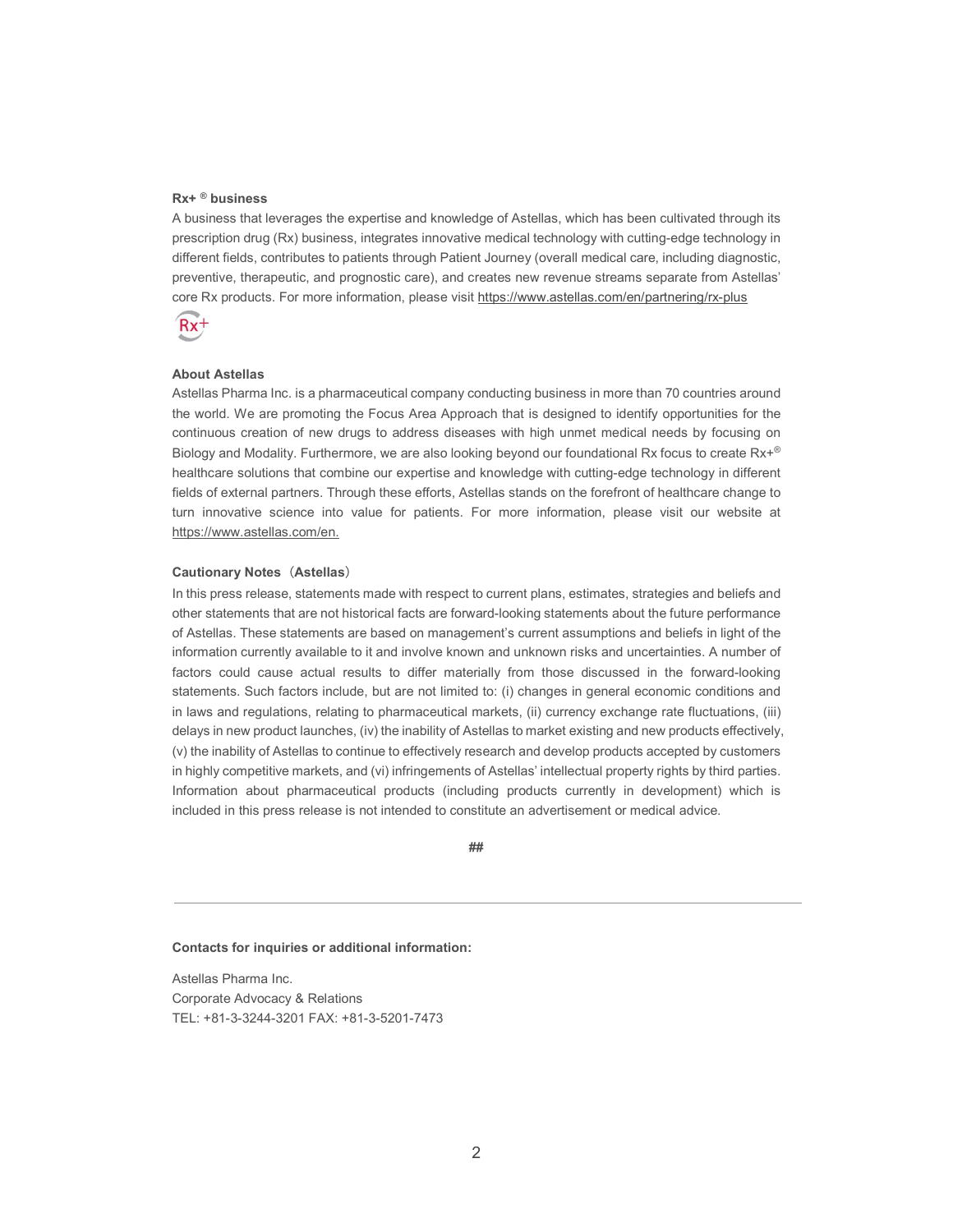**Rx+ ® business**

A business that leverages the expertise and knowledge of Astellas, which has been cultivated through its prescription drug (Rx) business, integrates innovative medical technology with cutting-edge technology in different fields, contributes to patients through Patient Journey (overall medical care, including diagnostic, preventive, therapeutic, and prognostic care), and creates new revenue streams separate from Astellas' core Rx products. For more information, please visit https://www.astellas.com/en/partnering/rx-plus

**About Astellas**

Astellas Pharma Inc. is a pharmaceutical company conducting business in more than 70 countries around the world. We are promoting the Focus Area Approach that is designed to identify opportunities for the continuous creation of new drugs to address diseases with high unmet medical needs by focusing on Biology and Modality. Furthermore, we are also looking beyond our foundational Rx focus to create Rx+® healthcare solutions that combine our expertise and knowledge with cutting-edge technology in different fields of external partners. Through these efforts, Astellas stands on the forefront of healthcare change to turn innovative science into value for patients. For more information, please visit our website at https://www.astellas.com/en.

**Cautionary Notes（Astellas）**

In this press release, statements made with respect to current plans, estimates, strategies and beliefs and other statements that are not historical facts are forward-looking statements about the future performance of Astellas. These statements are based on management's current assumptions and beliefs in light of the information currently available to it and involve known and unknown risks and uncertainties. A number of factors could cause actual results to differ materially from those discussed in the forward-looking statements. Such factors include, but are not limited to: (i) changes in general economic conditions and in laws and regulations, relating to pharmaceutical markets, (ii) currency exchange rate fluctuations, (iii) delays in new product launches, (iv) the inability of Astellas to market existing and new products effectively, (v) the inability of Astellas to continue to effectively research and develop products accepted by customers in highly competitive markets, and (vi) infringements of Astellas' intellectual property rights by third parties. Information about pharmaceutical products (including products currently in development) which is included in this press release is not intended to constitute an advertisement or medical advice.

##

---

**Contacts for inquiries or additional information:**

Astellas Pharma Inc.
Corporate Advocacy & Relations
TEL: +81-3-3244-3201 FAX: +81-3-5201-7473